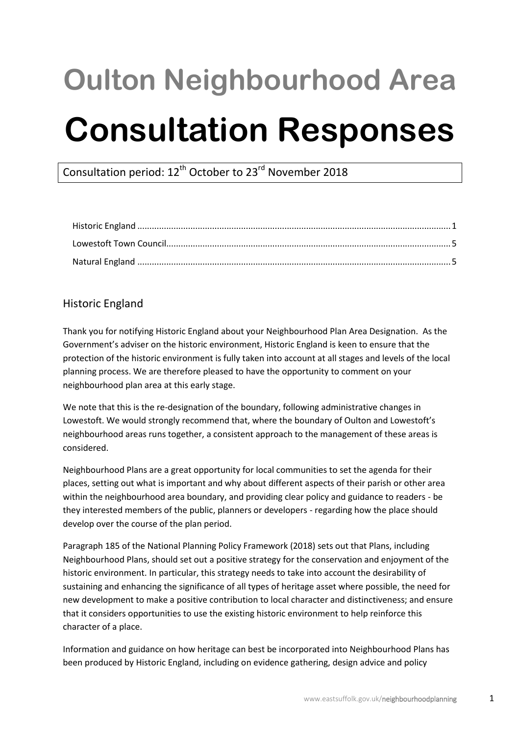# Oulton Neighbourhood Area

# Consultation Responses

Consultation period: 12th October to 23rd November 2018

Historic England ..................................................................................................................... 1
Lowestoft Town Council.......................................................................................................... 5
Natural England ..................................................................................................................... 5

## Historic England

Thank you for notifying Historic England about your Neighbourhood Plan Area Designation. As the Government's adviser on the historic environment, Historic England is keen to ensure that the protection of the historic environment is fully taken into account at all stages and levels of the local planning process. We are therefore pleased to have the opportunity to comment on your neighbourhood plan area at this early stage.

We note that this is the re-designation of the boundary, following administrative changes in Lowestoft. We would strongly recommend that, where the boundary of Oulton and Lowestoft's neighbourhood areas runs together, a consistent approach to the management of these areas is considered.

Neighbourhood Plans are a great opportunity for local communities to set the agenda for their places, setting out what is important and why about different aspects of their parish or other area within the neighbourhood area boundary, and providing clear policy and guidance to readers - be they interested members of the public, planners or developers - regarding how the place should develop over the course of the plan period.

Paragraph 185 of the National Planning Policy Framework (2018) sets out that Plans, including Neighbourhood Plans, should set out a positive strategy for the conservation and enjoyment of the historic environment. In particular, this strategy needs to take into account the desirability of sustaining and enhancing the significance of all types of heritage asset where possible, the need for new development to make a positive contribution to local character and distinctiveness; and ensure that it considers opportunities to use the existing historic environment to help reinforce this character of a place.

Information and guidance on how heritage can best be incorporated into Neighbourhood Plans has been produced by Historic England, including on evidence gathering, design advice and policy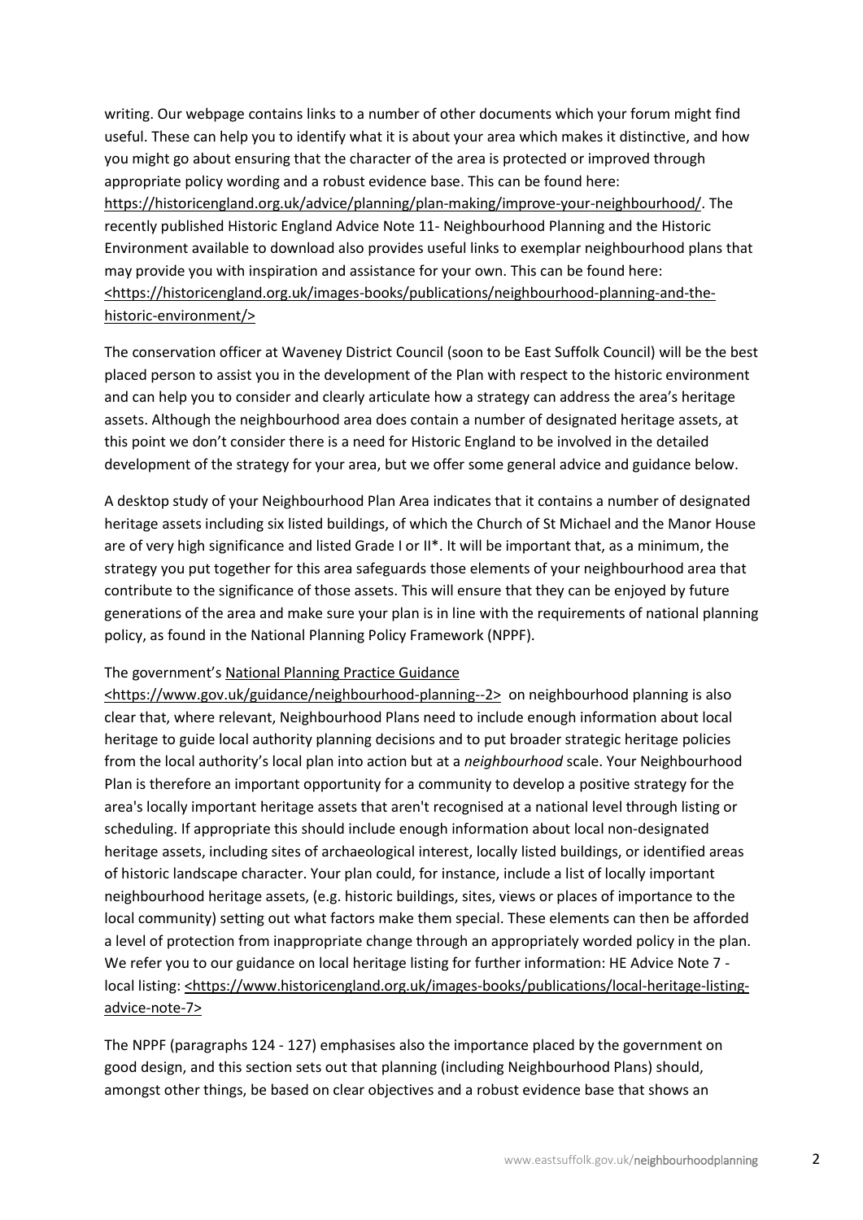writing. Our webpage contains links to a number of other documents which your forum might find useful. These can help you to identify what it is about your area which makes it distinctive, and how you might go about ensuring that the character of the area is protected or improved through appropriate policy wording and a robust evidence base. This can be found here: https://historicengland.org.uk/advice/planning/plan-making/improve-your-neighbourhood/. The recently published Historic England Advice Note 11- Neighbourhood Planning and the Historic Environment available to download also provides useful links to exemplar neighbourhood plans that may provide you with inspiration and assistance for your own. This can be found here: <https://historicengland.org.uk/images-books/publications/neighbourhood-planning-and-the-historic-environment/>

The conservation officer at Waveney District Council (soon to be East Suffolk Council) will be the best placed person to assist you in the development of the Plan with respect to the historic environment and can help you to consider and clearly articulate how a strategy can address the area's heritage assets. Although the neighbourhood area does contain a number of designated heritage assets, at this point we don't consider there is a need for Historic England to be involved in the detailed development of the strategy for your area, but we offer some general advice and guidance below.

A desktop study of your Neighbourhood Plan Area indicates that it contains a number of designated heritage assets including six listed buildings, of which the Church of St Michael and the Manor House are of very high significance and listed Grade I or II*. It will be important that, as a minimum, the strategy you put together for this area safeguards those elements of your neighbourhood area that contribute to the significance of those assets. This will ensure that they can be enjoyed by future generations of the area and make sure your plan is in line with the requirements of national planning policy, as found in the National Planning Policy Framework (NPPF).

The government's National Planning Practice Guidance <https://www.gov.uk/guidance/neighbourhood-planning--2> on neighbourhood planning is also clear that, where relevant, Neighbourhood Plans need to include enough information about local heritage to guide local authority planning decisions and to put broader strategic heritage policies from the local authority's local plan into action but at a *neighbourhood* scale. Your Neighbourhood Plan is therefore an important opportunity for a community to develop a positive strategy for the area's locally important heritage assets that aren't recognised at a national level through listing or scheduling. If appropriate this should include enough information about local non-designated heritage assets, including sites of archaeological interest, locally listed buildings, or identified areas of historic landscape character. Your plan could, for instance, include a list of locally important neighbourhood heritage assets, (e.g. historic buildings, sites, views or places of importance to the local community) setting out what factors make them special. These elements can then be afforded a level of protection from inappropriate change through an appropriately worded policy in the plan. We refer you to our guidance on local heritage listing for further information: HE Advice Note 7 - local listing: <https://www.historicengland.org.uk/images-books/publications/local-heritage-listing-advice-note-7>

The NPPF (paragraphs 124 - 127) emphasises also the importance placed by the government on good design, and this section sets out that planning (including Neighbourhood Plans) should, amongst other things, be based on clear objectives and a robust evidence base that shows an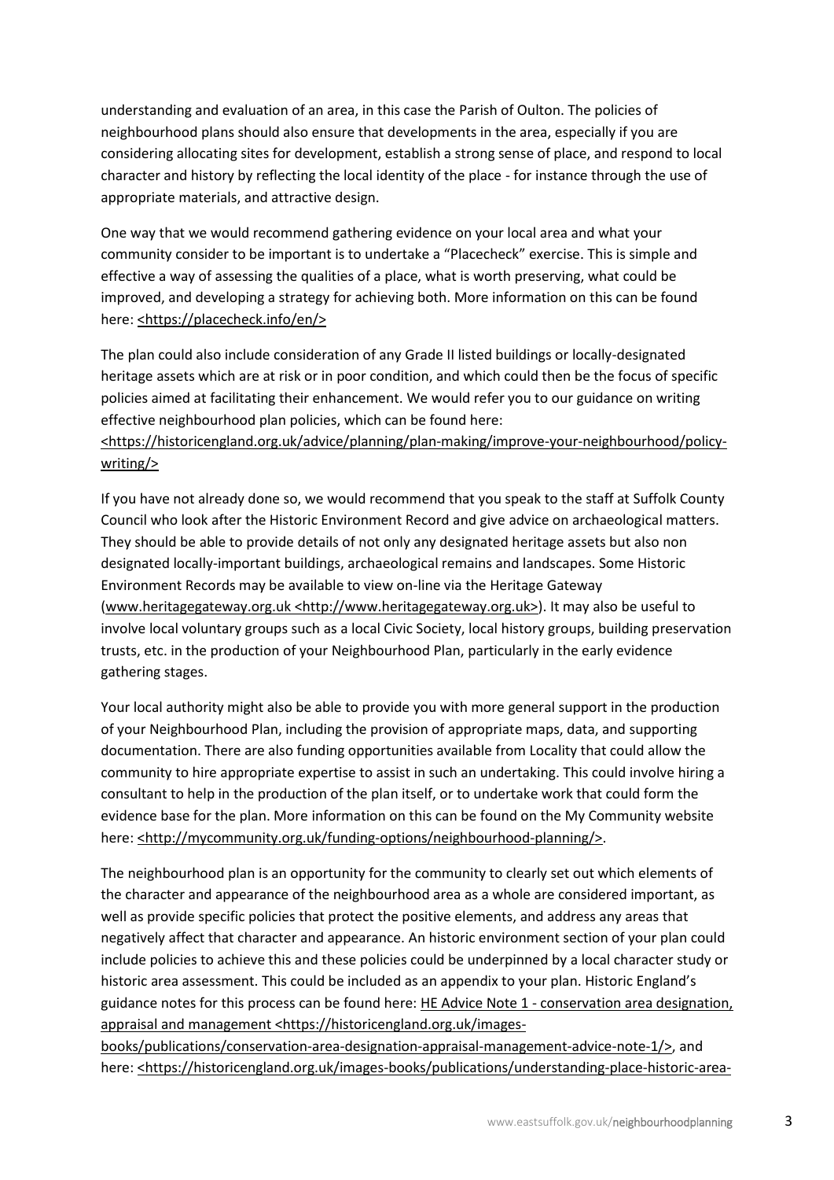understanding and evaluation of an area, in this case the Parish of Oulton. The policies of neighbourhood plans should also ensure that developments in the area, especially if you are considering allocating sites for development, establish a strong sense of place, and respond to local character and history by reflecting the local identity of the place - for instance through the use of appropriate materials, and attractive design.

One way that we would recommend gathering evidence on your local area and what your community consider to be important is to undertake a "Placecheck" exercise. This is simple and effective a way of assessing the qualities of a place, what is worth preserving, what could be improved, and developing a strategy for achieving both. More information on this can be found here: <https://placecheck.info/en/>

The plan could also include consideration of any Grade II listed buildings or locally-designated heritage assets which are at risk or in poor condition, and which could then be the focus of specific policies aimed at facilitating their enhancement. We would refer you to our guidance on writing effective neighbourhood plan policies, which can be found here: <https://historicengland.org.uk/advice/planning/plan-making/improve-your-neighbourhood/policy-writing/>

If you have not already done so, we would recommend that you speak to the staff at Suffolk County Council who look after the Historic Environment Record and give advice on archaeological matters. They should be able to provide details of not only any designated heritage assets but also non designated locally-important buildings, archaeological remains and landscapes. Some Historic Environment Records may be available to view on-line via the Heritage Gateway (www.heritagegateway.org.uk <http://www.heritagegateway.org.uk>). It may also be useful to involve local voluntary groups such as a local Civic Society, local history groups, building preservation trusts, etc. in the production of your Neighbourhood Plan, particularly in the early evidence gathering stages.

Your local authority might also be able to provide you with more general support in the production of your Neighbourhood Plan, including the provision of appropriate maps, data, and supporting documentation. There are also funding opportunities available from Locality that could allow the community to hire appropriate expertise to assist in such an undertaking. This could involve hiring a consultant to help in the production of the plan itself, or to undertake work that could form the evidence base for the plan. More information on this can be found on the My Community website here: <http://mycommunity.org.uk/funding-options/neighbourhood-planning/>.

The neighbourhood plan is an opportunity for the community to clearly set out which elements of the character and appearance of the neighbourhood area as a whole are considered important, as well as provide specific policies that protect the positive elements, and address any areas that negatively affect that character and appearance. An historic environment section of your plan could include policies to achieve this and these policies could be underpinned by a local character study or historic area assessment. This could be included as an appendix to your plan. Historic England's guidance notes for this process can be found here: HE Advice Note 1 - conservation area designation, appraisal and management <https://historicengland.org.uk/images-books/publications/conservation-area-designation-appraisal-management-advice-note-1/>, and here: <https://historicengland.org.uk/images-books/publications/understanding-place-historic-area-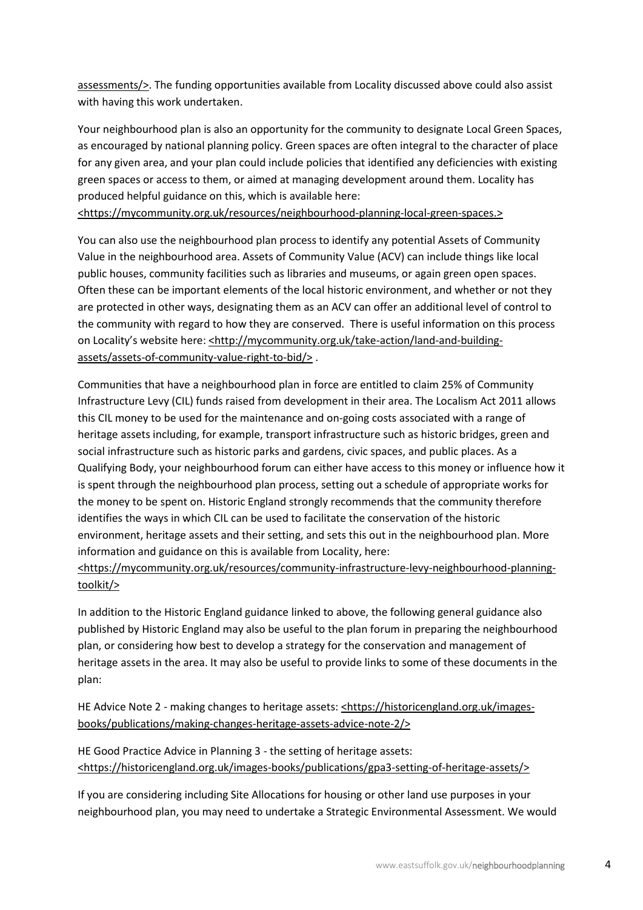assessments/>. The funding opportunities available from Locality discussed above could also assist with having this work undertaken.

Your neighbourhood plan is also an opportunity for the community to designate Local Green Spaces, as encouraged by national planning policy. Green spaces are often integral to the character of place for any given area, and your plan could include policies that identified any deficiencies with existing green spaces or access to them, or aimed at managing development around them. Locality has produced helpful guidance on this, which is available here: <https://mycommunity.org.uk/resources/neighbourhood-planning-local-green-spaces.>

You can also use the neighbourhood plan process to identify any potential Assets of Community Value in the neighbourhood area. Assets of Community Value (ACV) can include things like local public houses, community facilities such as libraries and museums, or again green open spaces. Often these can be important elements of the local historic environment, and whether or not they are protected in other ways, designating them as an ACV can offer an additional level of control to the community with regard to how they are conserved. There is useful information on this process on Locality's website here: <http://mycommunity.org.uk/take-action/land-and-building-assets/assets-of-community-value-right-to-bid/> .

Communities that have a neighbourhood plan in force are entitled to claim 25% of Community Infrastructure Levy (CIL) funds raised from development in their area. The Localism Act 2011 allows this CIL money to be used for the maintenance and on-going costs associated with a range of heritage assets including, for example, transport infrastructure such as historic bridges, green and social infrastructure such as historic parks and gardens, civic spaces, and public places. As a Qualifying Body, your neighbourhood forum can either have access to this money or influence how it is spent through the neighbourhood plan process, setting out a schedule of appropriate works for the money to be spent on. Historic England strongly recommends that the community therefore identifies the ways in which CIL can be used to facilitate the conservation of the historic environment, heritage assets and their setting, and sets this out in the neighbourhood plan. More information and guidance on this is available from Locality, here: <https://mycommunity.org.uk/resources/community-infrastructure-levy-neighbourhood-planning-toolkit/>

In addition to the Historic England guidance linked to above, the following general guidance also published by Historic England may also be useful to the plan forum in preparing the neighbourhood plan, or considering how best to develop a strategy for the conservation and management of heritage assets in the area. It may also be useful to provide links to some of these documents in the plan:

HE Advice Note 2 - making changes to heritage assets: <https://historicengland.org.uk/images-books/publications/making-changes-heritage-assets-advice-note-2/>

HE Good Practice Advice in Planning 3 - the setting of heritage assets: <https://historicengland.org.uk/images-books/publications/gpa3-setting-of-heritage-assets/>

If you are considering including Site Allocations for housing or other land use purposes in your neighbourhood plan, you may need to undertake a Strategic Environmental Assessment. We would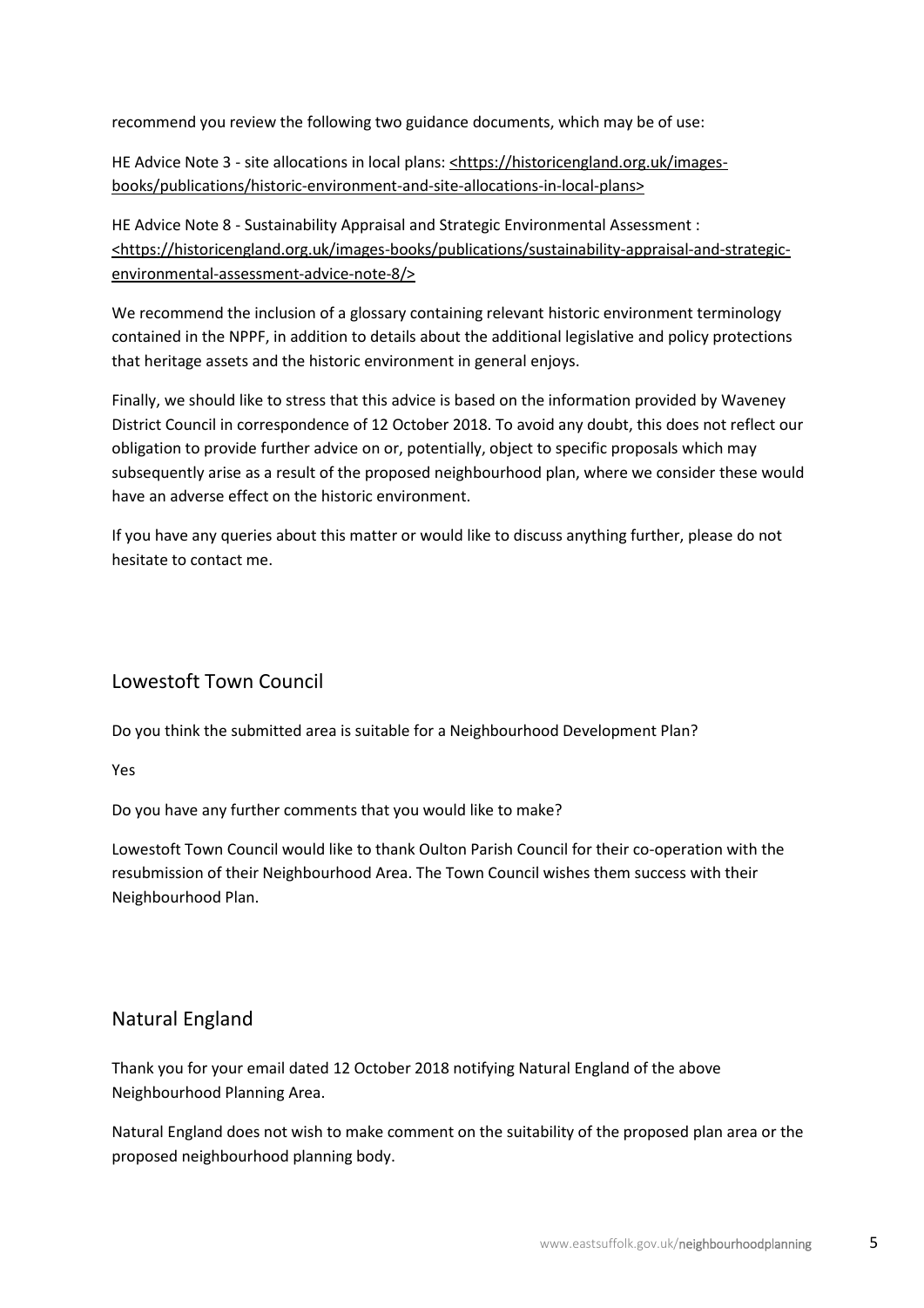recommend you review the following two guidance documents, which may be of use:

HE Advice Note 3 - site allocations in local plans: <https://historicengland.org.uk/images-books/publications/historic-environment-and-site-allocations-in-local-plans>

HE Advice Note 8 - Sustainability Appraisal and Strategic Environmental Assessment : <https://historicengland.org.uk/images-books/publications/sustainability-appraisal-and-strategic-environmental-assessment-advice-note-8/>

We recommend the inclusion of a glossary containing relevant historic environment terminology contained in the NPPF, in addition to details about the additional legislative and policy protections that heritage assets and the historic environment in general enjoys.

Finally, we should like to stress that this advice is based on the information provided by Waveney District Council in correspondence of 12 October 2018. To avoid any doubt, this does not reflect our obligation to provide further advice on or, potentially, object to specific proposals which may subsequently arise as a result of the proposed neighbourhood plan, where we consider these would have an adverse effect on the historic environment.

If you have any queries about this matter or would like to discuss anything further, please do not hesitate to contact me.

## Lowestoft Town Council

Do you think the submitted area is suitable for a Neighbourhood Development Plan?

Yes

Do you have any further comments that you would like to make?

Lowestoft Town Council would like to thank Oulton Parish Council for their co-operation with the resubmission of their Neighbourhood Area. The Town Council wishes them success with their Neighbourhood Plan.

## Natural England

Thank you for your email dated 12 October 2018 notifying Natural England of the above Neighbourhood Planning Area.

Natural England does not wish to make comment on the suitability of the proposed plan area or the proposed neighbourhood planning body.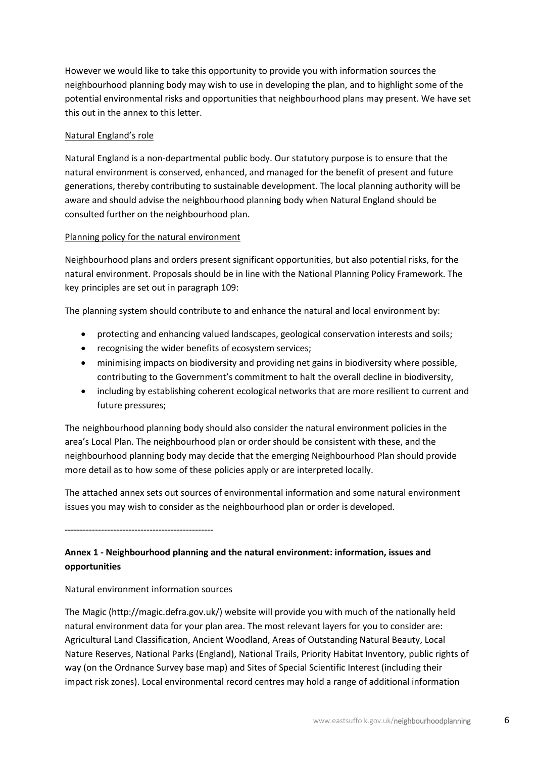However we would like to take this opportunity to provide you with information sources the neighbourhood planning body may wish to use in developing the plan, and to highlight some of the potential environmental risks and opportunities that neighbourhood plans may present. We have set this out in the annex to this letter.

<u>Natural England's role</u>

Natural England is a non-departmental public body. Our statutory purpose is to ensure that the natural environment is conserved, enhanced, and managed for the benefit of present and future generations, thereby contributing to sustainable development. The local planning authority will be aware and should advise the neighbourhood planning body when Natural England should be consulted further on the neighbourhood plan.

<u>Planning policy for the natural environment</u>

Neighbourhood plans and orders present significant opportunities, but also potential risks, for the natural environment. Proposals should be in line with the National Planning Policy Framework. The key principles are set out in paragraph 109:

The planning system should contribute to and enhance the natural and local environment by:

- protecting and enhancing valued landscapes, geological conservation interests and soils;
- recognising the wider benefits of ecosystem services;
- minimising impacts on biodiversity and providing net gains in biodiversity where possible, contributing to the Government's commitment to halt the overall decline in biodiversity,
- including by establishing coherent ecological networks that are more resilient to current and future pressures;

The neighbourhood planning body should also consider the natural environment policies in the area's Local Plan. The neighbourhood plan or order should be consistent with these, and the neighbourhood planning body may decide that the emerging Neighbourhood Plan should provide more detail as to how some of these policies apply or are interpreted locally.

The attached annex sets out sources of environmental information and some natural environment issues you may wish to consider as the neighbourhood plan or order is developed.

-------------------------------------------------

**Annex 1 - Neighbourhood planning and the natural environment: information, issues and opportunities**

Natural environment information sources

The Magic (http://magic.defra.gov.uk/) website will provide you with much of the nationally held natural environment data for your plan area. The most relevant layers for you to consider are: Agricultural Land Classification, Ancient Woodland, Areas of Outstanding Natural Beauty, Local Nature Reserves, National Parks (England), National Trails, Priority Habitat Inventory, public rights of way (on the Ordnance Survey base map) and Sites of Special Scientific Interest (including their impact risk zones). Local environmental record centres may hold a range of additional information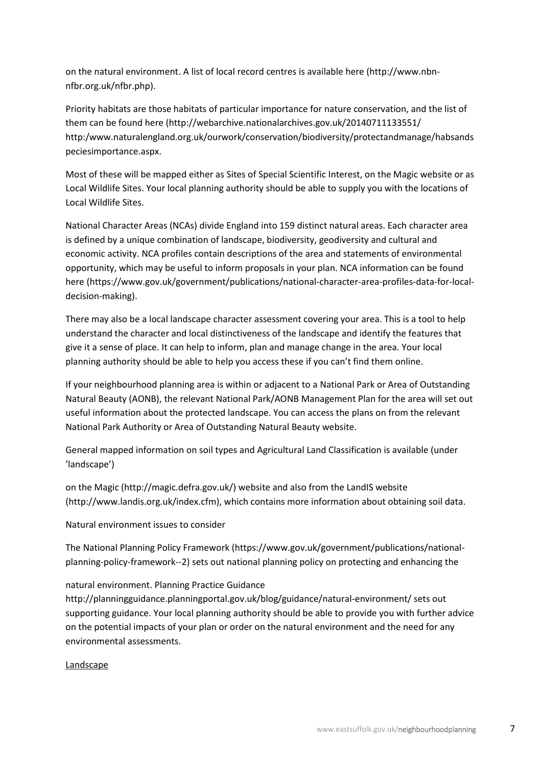on the natural environment. A list of local record centres is available here (http://www.nbn-nfbr.org.uk/nfbr.php).

Priority habitats are those habitats of particular importance for nature conservation, and the list of them can be found here (http://webarchive.nationalarchives.gov.uk/20140711133551/ http:/www.naturalengland.org.uk/ourwork/conservation/biodiversity/protectandmanage/habsandspeciesimportance.aspx.

Most of these will be mapped either as Sites of Special Scientific Interest, on the Magic website or as Local Wildlife Sites. Your local planning authority should be able to supply you with the locations of Local Wildlife Sites.

National Character Areas (NCAs) divide England into 159 distinct natural areas. Each character area is defined by a unique combination of landscape, biodiversity, geodiversity and cultural and economic activity. NCA profiles contain descriptions of the area and statements of environmental opportunity, which may be useful to inform proposals in your plan. NCA information can be found here (https://www.gov.uk/government/publications/national-character-area-profiles-data-for-local-decision-making).

There may also be a local landscape character assessment covering your area. This is a tool to help understand the character and local distinctiveness of the landscape and identify the features that give it a sense of place. It can help to inform, plan and manage change in the area. Your local planning authority should be able to help you access these if you can't find them online.

If your neighbourhood planning area is within or adjacent to a National Park or Area of Outstanding Natural Beauty (AONB), the relevant National Park/AONB Management Plan for the area will set out useful information about the protected landscape. You can access the plans on from the relevant National Park Authority or Area of Outstanding Natural Beauty website.

General mapped information on soil types and Agricultural Land Classification is available (under 'landscape')

on the Magic (http://magic.defra.gov.uk/) website and also from the LandIS website (http://www.landis.org.uk/index.cfm), which contains more information about obtaining soil data.

Natural environment issues to consider

The National Planning Policy Framework (https://www.gov.uk/government/publications/national-planning-policy-framework--2) sets out national planning policy on protecting and enhancing the

natural environment. Planning Practice Guidance http://planningguidance.planningportal.gov.uk/blog/guidance/natural-environment/ sets out supporting guidance. Your local planning authority should be able to provide you with further advice on the potential impacts of your plan or order on the natural environment and the need for any environmental assessments.

Landscape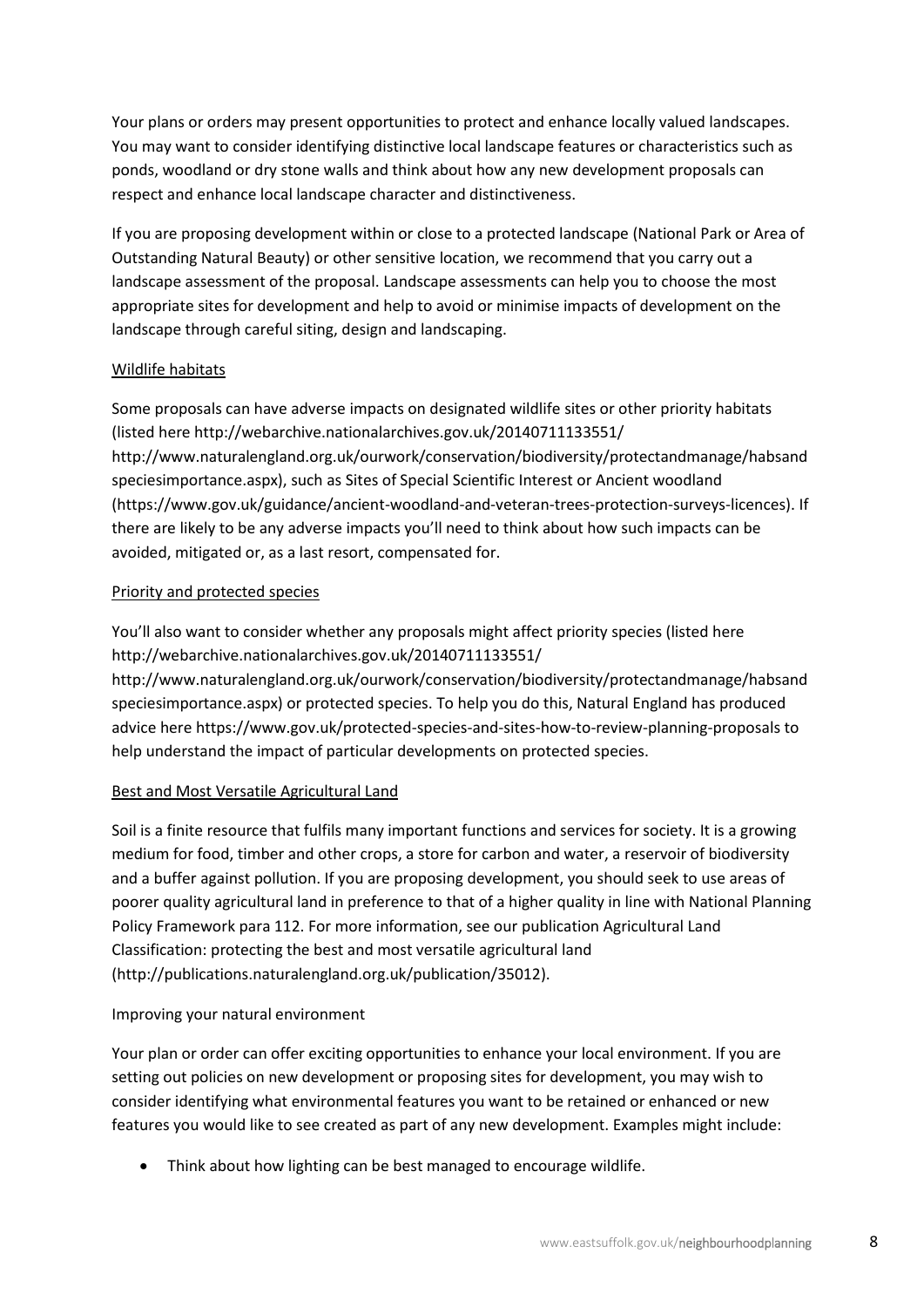Your plans or orders may present opportunities to protect and enhance locally valued landscapes. You may want to consider identifying distinctive local landscape features or characteristics such as ponds, woodland or dry stone walls and think about how any new development proposals can respect and enhance local landscape character and distinctiveness.

If you are proposing development within or close to a protected landscape (National Park or Area of Outstanding Natural Beauty) or other sensitive location, we recommend that you carry out a landscape assessment of the proposal. Landscape assessments can help you to choose the most appropriate sites for development and help to avoid or minimise impacts of development on the landscape through careful siting, design and landscaping.

### Wildlife habitats

Some proposals can have adverse impacts on designated wildlife sites or other priority habitats (listed here http://webarchive.nationalarchives.gov.uk/20140711133551/ http://www.naturalengland.org.uk/ourwork/conservation/biodiversity/protectandmanage/habsandspeciesimportance.aspx), such as Sites of Special Scientific Interest or Ancient woodland (https://www.gov.uk/guidance/ancient-woodland-and-veteran-trees-protection-surveys-licences). If there are likely to be any adverse impacts you'll need to think about how such impacts can be avoided, mitigated or, as a last resort, compensated for.

### Priority and protected species

You'll also want to consider whether any proposals might affect priority species (listed here http://webarchive.nationalarchives.gov.uk/20140711133551/ http://www.naturalengland.org.uk/ourwork/conservation/biodiversity/protectandmanage/habsandspeciesimportance.aspx) or protected species. To help you do this, Natural England has produced advice here https://www.gov.uk/protected-species-and-sites-how-to-review-planning-proposals to help understand the impact of particular developments on protected species.

### Best and Most Versatile Agricultural Land

Soil is a finite resource that fulfils many important functions and services for society. It is a growing medium for food, timber and other crops, a store for carbon and water, a reservoir of biodiversity and a buffer against pollution. If you are proposing development, you should seek to use areas of poorer quality agricultural land in preference to that of a higher quality in line with National Planning Policy Framework para 112. For more information, see our publication Agricultural Land Classification: protecting the best and most versatile agricultural land (http://publications.naturalengland.org.uk/publication/35012).

### Improving your natural environment

Your plan or order can offer exciting opportunities to enhance your local environment. If you are setting out policies on new development or proposing sites for development, you may wish to consider identifying what environmental features you want to be retained or enhanced or new features you would like to see created as part of any new development. Examples might include:

- Think about how lighting can be best managed to encourage wildlife.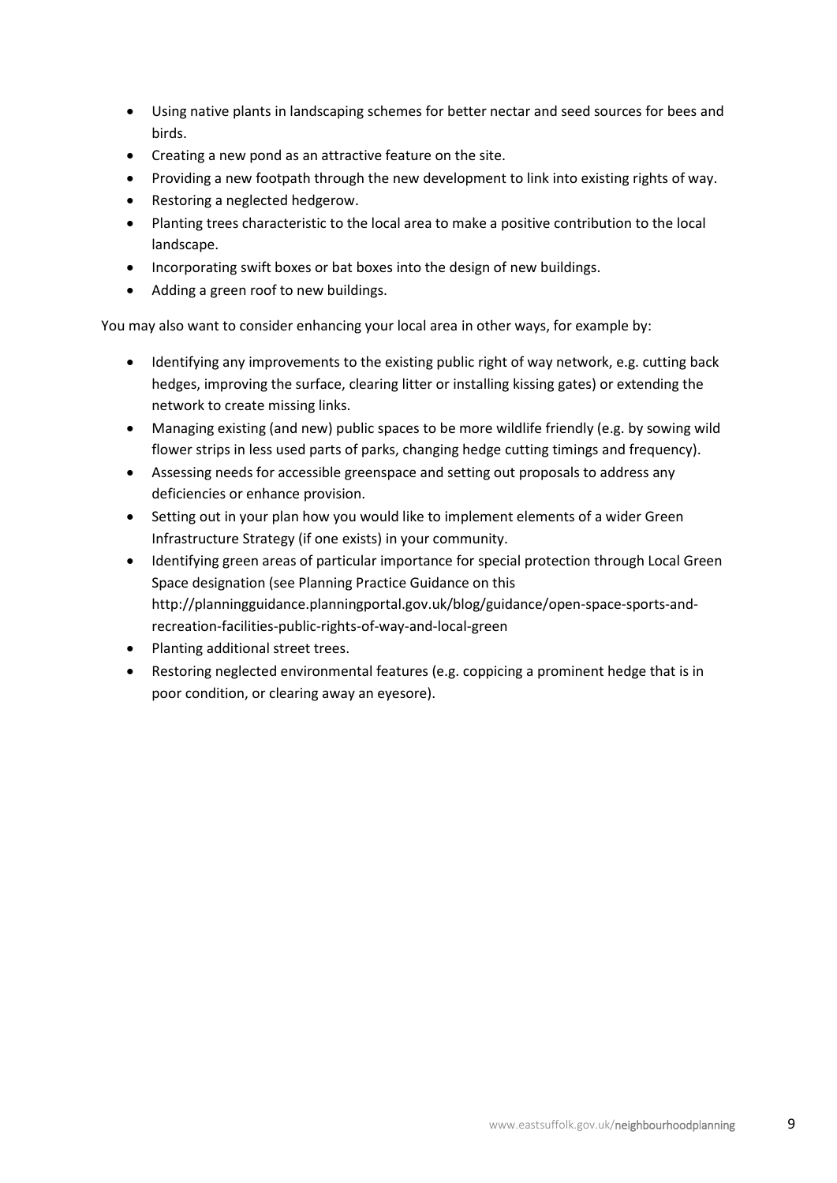- Using native plants in landscaping schemes for better nectar and seed sources for bees and birds.
- Creating a new pond as an attractive feature on the site.
- Providing a new footpath through the new development to link into existing rights of way.
- Restoring a neglected hedgerow.
- Planting trees characteristic to the local area to make a positive contribution to the local landscape.
- Incorporating swift boxes or bat boxes into the design of new buildings.
- Adding a green roof to new buildings.

You may also want to consider enhancing your local area in other ways, for example by:

- Identifying any improvements to the existing public right of way network, e.g. cutting back hedges, improving the surface, clearing litter or installing kissing gates) or extending the network to create missing links.
- Managing existing (and new) public spaces to be more wildlife friendly (e.g. by sowing wild flower strips in less used parts of parks, changing hedge cutting timings and frequency).
- Assessing needs for accessible greenspace and setting out proposals to address any deficiencies or enhance provision.
- Setting out in your plan how you would like to implement elements of a wider Green Infrastructure Strategy (if one exists) in your community.
- Identifying green areas of particular importance for special protection through Local Green Space designation (see Planning Practice Guidance on this http://planningguidance.planningportal.gov.uk/blog/guidance/open-space-sports-and-recreation-facilities-public-rights-of-way-and-local-green
- Planting additional street trees.
- Restoring neglected environmental features (e.g. coppicing a prominent hedge that is in poor condition, or clearing away an eyesore).